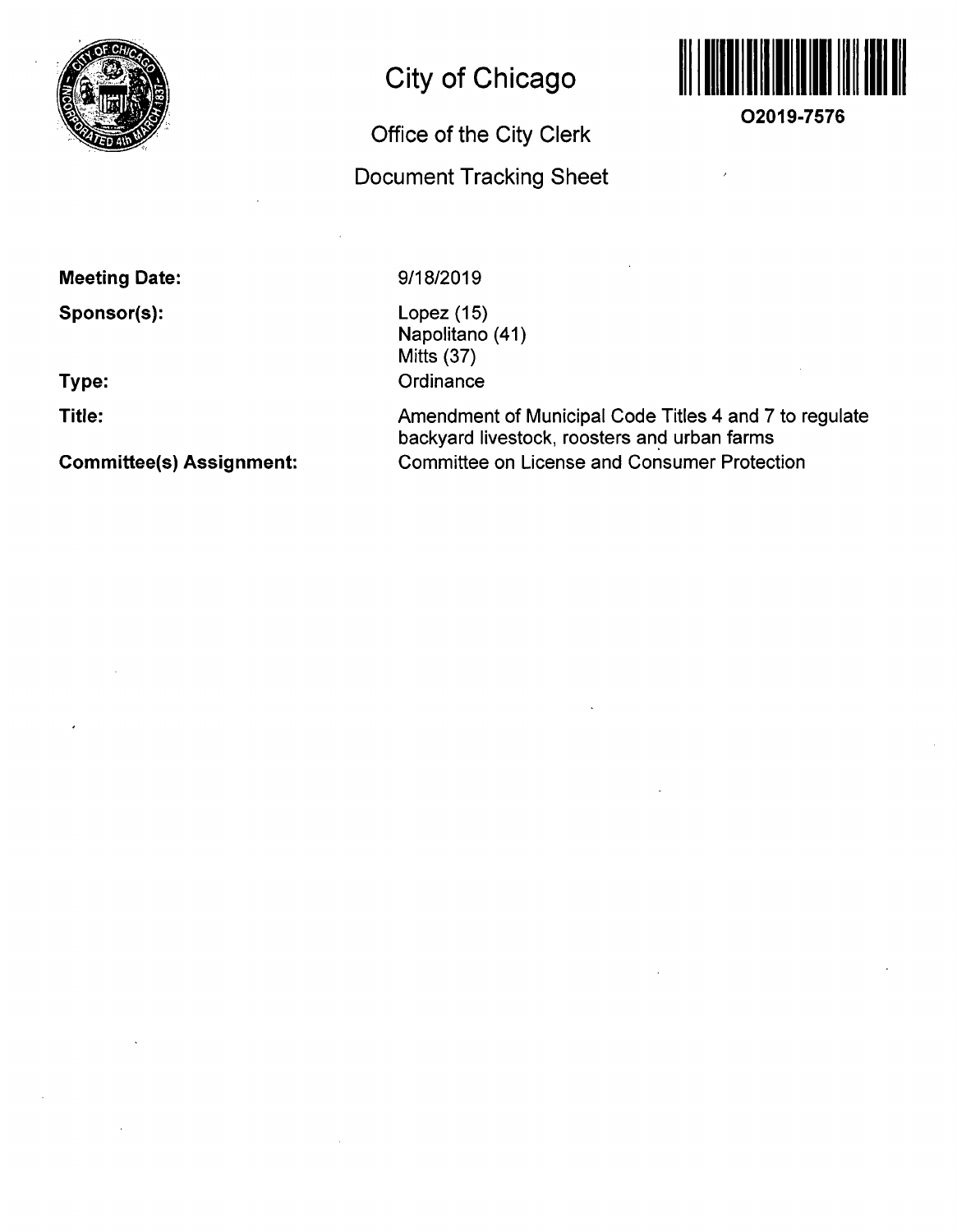# City of Chicago

O2019-7576

## Office of the City Clerk

## Document Tracking Sheet

**Meeting Date:** 9/18/2019

**Sponsor(s):** Lopez (15)
Napolitano (41)
Mitts (37)

**Type:** Ordinance

**Title:** Amendment of Municipal Code Titles 4 and 7 to regulate backyard livestock, roosters and urban farms

**Committee(s) Assignment:** Committee on License and Consumer Protection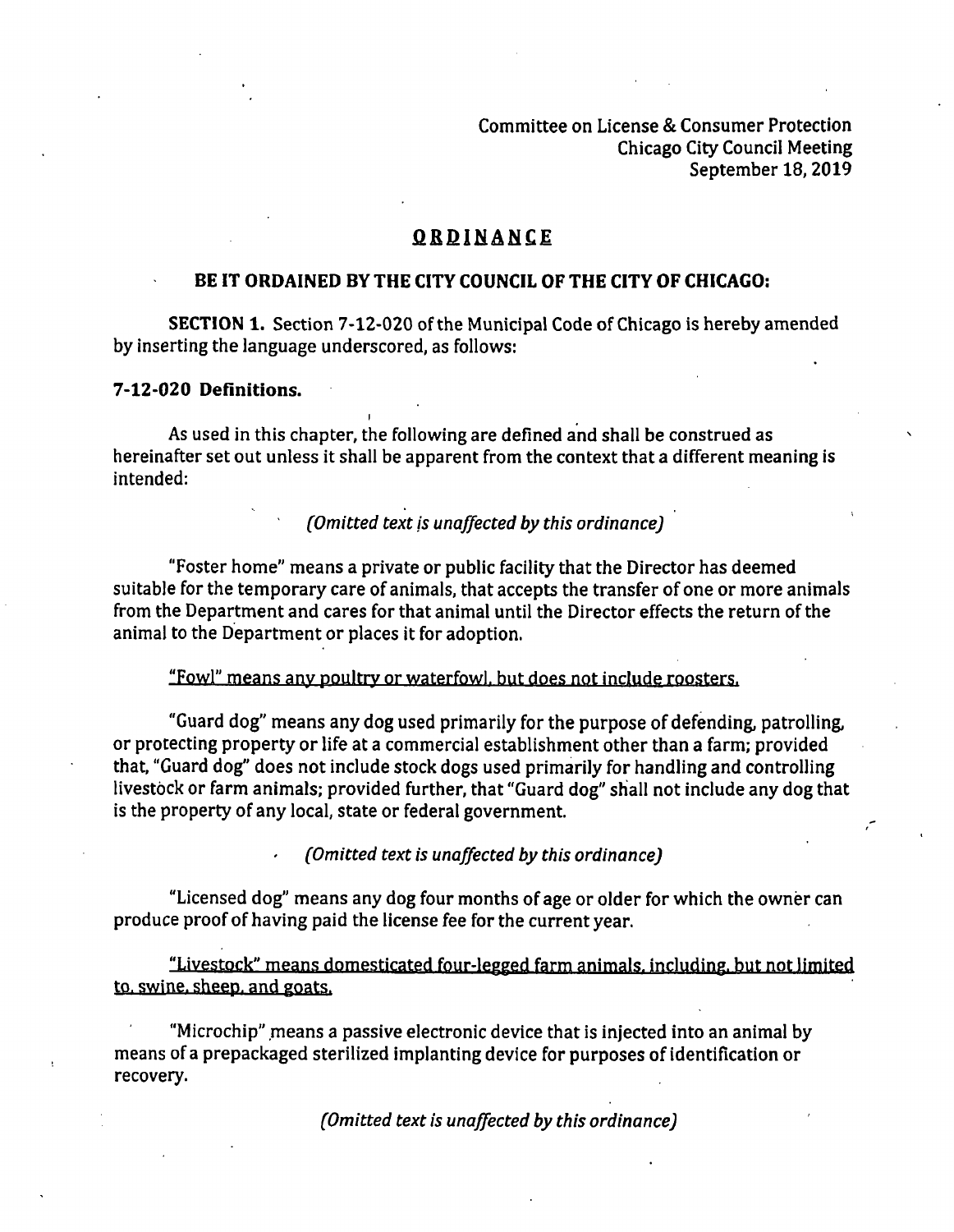Committee on License & Consumer Protection
Chicago City Council Meeting
September 18, 2019

# ORDINANCE

**BE IT ORDAINED BY THE CITY COUNCIL OF THE CITY OF CHICAGO:**

**SECTION 1.** Section 7-12-020 of the Municipal Code of Chicago is hereby amended by inserting the language underscored, as follows:

**7-12-020 Definitions.**

As used in this chapter, the following are defined and shall be construed as hereinafter set out unless it shall be apparent from the context that a different meaning is intended:

*(Omitted text is unaffected by this ordinance)*

"Foster home" means a private or public facility that the Director has deemed suitable for the temporary care of animals, that accepts the transfer of one or more animals from the Department and cares for that animal until the Director effects the return of the animal to the Department or places it for adoption.

<u>"Fowl" means any poultry or waterfowl, but does not include roosters.</u>

"Guard dog" means any dog used primarily for the purpose of defending, patrolling, or protecting property or life at a commercial establishment other than a farm; provided that, "Guard dog" does not include stock dogs used primarily for handling and controlling livestock or farm animals; provided further, that "Guard dog" shall not include any dog that is the property of any local, state or federal government.

*(Omitted text is unaffected by this ordinance)*

"Licensed dog" means any dog four months of age or older for which the owner can produce proof of having paid the license fee for the current year.

<u>"Livestock" means domesticated four-legged farm animals, including, but not limited to, swine, sheep, and goats.</u>

"Microchip" means a passive electronic device that is injected into an animal by means of a prepackaged sterilized implanting device for purposes of identification or recovery.

*(Omitted text is unaffected by this ordinance)*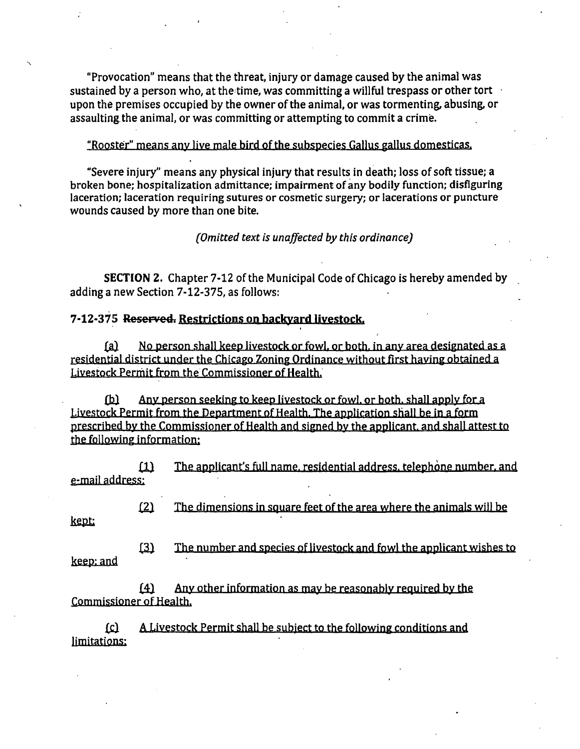"Provocation" means that the threat, injury or damage caused by the animal was sustained by a person who, at the time, was committing a willful trespass or other tort upon the premises occupied by the owner of the animal, or was tormenting, abusing, or assaulting the animal, or was committing or attempting to commit a crime.

<u>"Rooster" means any live male bird of the subspecies Gallus gallus domesticas.</u>

"Severe injury" means any physical injury that results in death; loss of soft tissue; a broken bone; hospitalization admittance; impairment of any bodily function; disfiguring laceration; laceration requiring sutures or cosmetic surgery; or lacerations or puncture wounds caused by more than one bite.

*(Omitted text is unaffected by this ordinance)*

**SECTION 2.** Chapter 7-12 of the Municipal Code of Chicago is hereby amended by adding a new Section 7-12-375, as follows:

**7-12-375 ~~Reserved.~~ <u>Restrictions on backyard livestock.</u>**

<u>(a) No person shall keep livestock or fowl, or both, in any area designated as a residential district under the Chicago Zoning Ordinance without first having obtained a Livestock Permit from the Commissioner of Health.</u>

<u>(b) Any person seeking to keep livestock or fowl, or both, shall apply for a Livestock Permit from the Department of Health. The application shall be in a form prescribed by the Commissioner of Health and signed by the applicant, and shall attest to the following information:</u>

<u>(1) The applicant's full name, residential address, telephone number, and e-mail address;</u>

<u>(2) The dimensions in square feet of the area where the animals will be kept;</u>

<u>(3) The number and species of livestock and fowl the applicant wishes to keep; and</u>

<u>(4) Any other information as may be reasonably required by the Commissioner of Health.</u>

<u>(c) A Livestock Permit shall be subject to the following conditions and limitations:</u>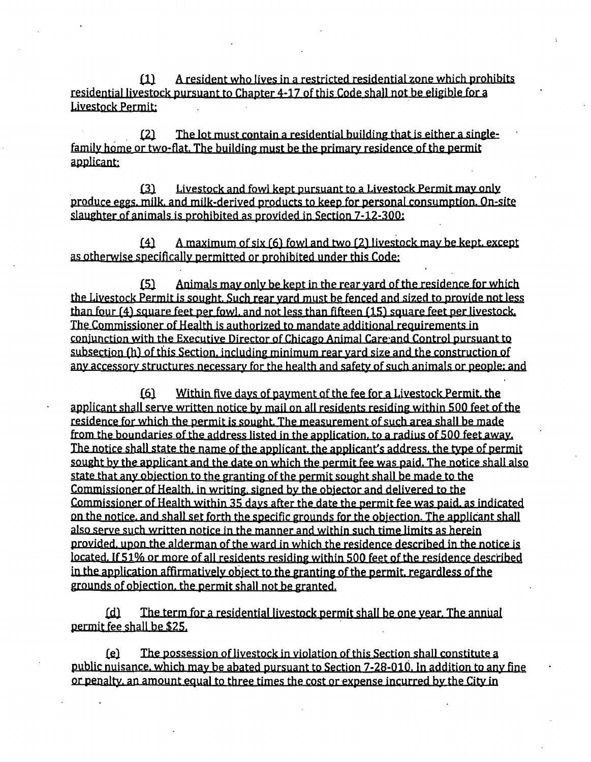(1) A resident who lives in a restricted residential zone which prohibits residential livestock pursuant to Chapter 4-17 of this Code shall not be eligible for a Livestock Permit;

(2) The lot must contain a residential building that is either a single-family home or two-flat. The building must be the primary residence of the permit applicant;

(3) Livestock and fowl kept pursuant to a Livestock Permit may only produce eggs, milk, and milk-derived products to keep for personal consumption. On-site slaughter of animals is prohibited as provided in Section 7-12-300;

(4) A maximum of six (6) fowl and two (2) livestock may be kept, except as otherwise specifically permitted or prohibited under this Code;

(5) Animals may only be kept in the rear yard of the residence for which the Livestock Permit is sought. Such rear yard must be fenced and sized to provide not less than four (4) square feet per fowl, and not less than fifteen (15) square feet per livestock. The Commissioner of Health is authorized to mandate additional requirements in conjunction with the Executive Director of Chicago Animal Care and Control pursuant to subsection (h) of this Section, including minimum rear yard size and the construction of any accessory structures necessary for the health and safety of such animals or people; and

(6) Within five days of payment of the fee for a Livestock Permit, the applicant shall serve written notice by mail on all residents residing within 500 feet of the residence for which the permit is sought. The measurement of such area shall be made from the boundaries of the address listed in the application, to a radius of 500 feet away. The notice shall state the name of the applicant, the applicant's address, the type of permit sought by the applicant and the date on which the permit fee was paid. The notice shall also state that any objection to the granting of the permit sought shall be made to the Commissioner of Health, in writing, signed by the objector and delivered to the Commissioner of Health within 35 days after the date the permit fee was paid, as indicated on the notice, and shall set forth the specific grounds for the objection. The applicant shall also serve such written notice in the manner and within such time limits as herein provided, upon the alderman of the ward in which the residence described in the notice is located. If 51% or more of all residents residing within 500 feet of the residence described in the application affirmatively object to the granting of the permit, regardless of the grounds of objection, the permit shall not be granted.

(d) The term for a residential livestock permit shall be one year. The annual permit fee shall be $25.

(e) The possession of livestock in violation of this Section shall constitute a public nuisance, which may be abated pursuant to Section 7-28-010. In addition to any fine or penalty, an amount equal to three times the cost or expense incurred by the City in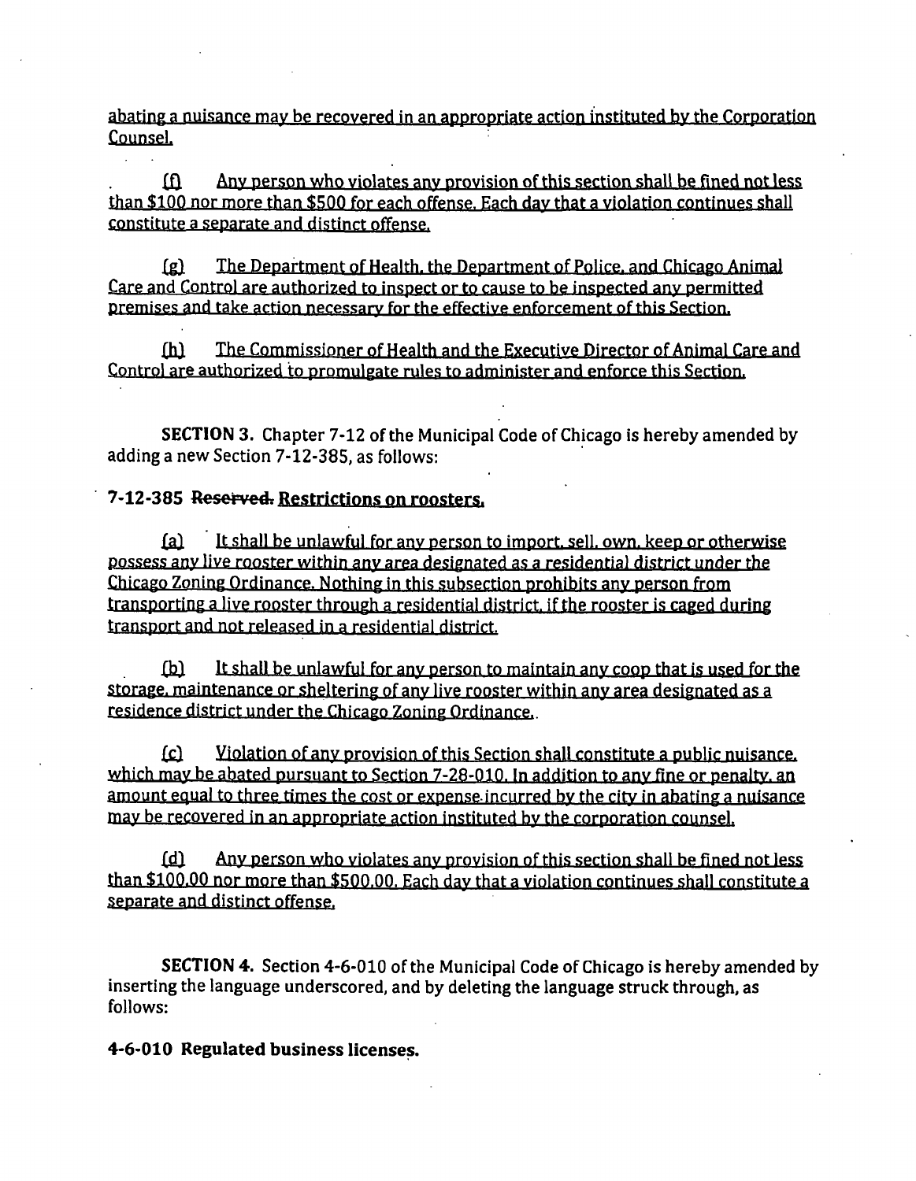abating a nuisance may be recovered in an appropriate action instituted by the Corporation Counsel.

(f) Any person who violates any provision of this section shall be fined not less than $100 nor more than $500 for each offense. Each day that a violation continues shall constitute a separate and distinct offense.

(g) The Department of Health, the Department of Police, and Chicago Animal Care and Control are authorized to inspect or to cause to be inspected any permitted premises and take action necessary for the effective enforcement of this Section.

(h) The Commissioner of Health and the Executive Director of Animal Care and Control are authorized to promulgate rules to administer and enforce this Section.

**SECTION 3.** Chapter 7-12 of the Municipal Code of Chicago is hereby amended by adding a new Section 7-12-385, as follows:

**7-12-385 ~~Reserved.~~ Restrictions on roosters.**

(a) It shall be unlawful for any person to import, sell, own, keep or otherwise possess any live rooster within any area designated as a residential district under the Chicago Zoning Ordinance. Nothing in this subsection prohibits any person from transporting a live rooster through a residential district, if the rooster is caged during transport and not released in a residential district.

(b) It shall be unlawful for any person to maintain any coop that is used for the storage, maintenance or sheltering of any live rooster within any area designated as a residence district under the Chicago Zoning Ordinance..

(c) Violation of any provision of this Section shall constitute a public nuisance, which may be abated pursuant to Section 7-28-010. In addition to any fine or penalty, an amount equal to three times the cost or expense incurred by the city in abating a nuisance may be recovered in an appropriate action instituted by the corporation counsel.

(d) Any person who violates any provision of this section shall be fined not less than $100.00 nor more than $500.00. Each day that a violation continues shall constitute a separate and distinct offense.

**SECTION 4.** Section 4-6-010 of the Municipal Code of Chicago is hereby amended by inserting the language underscored, and by deleting the language struck through, as follows:

**4-6-010 Regulated business licenses.**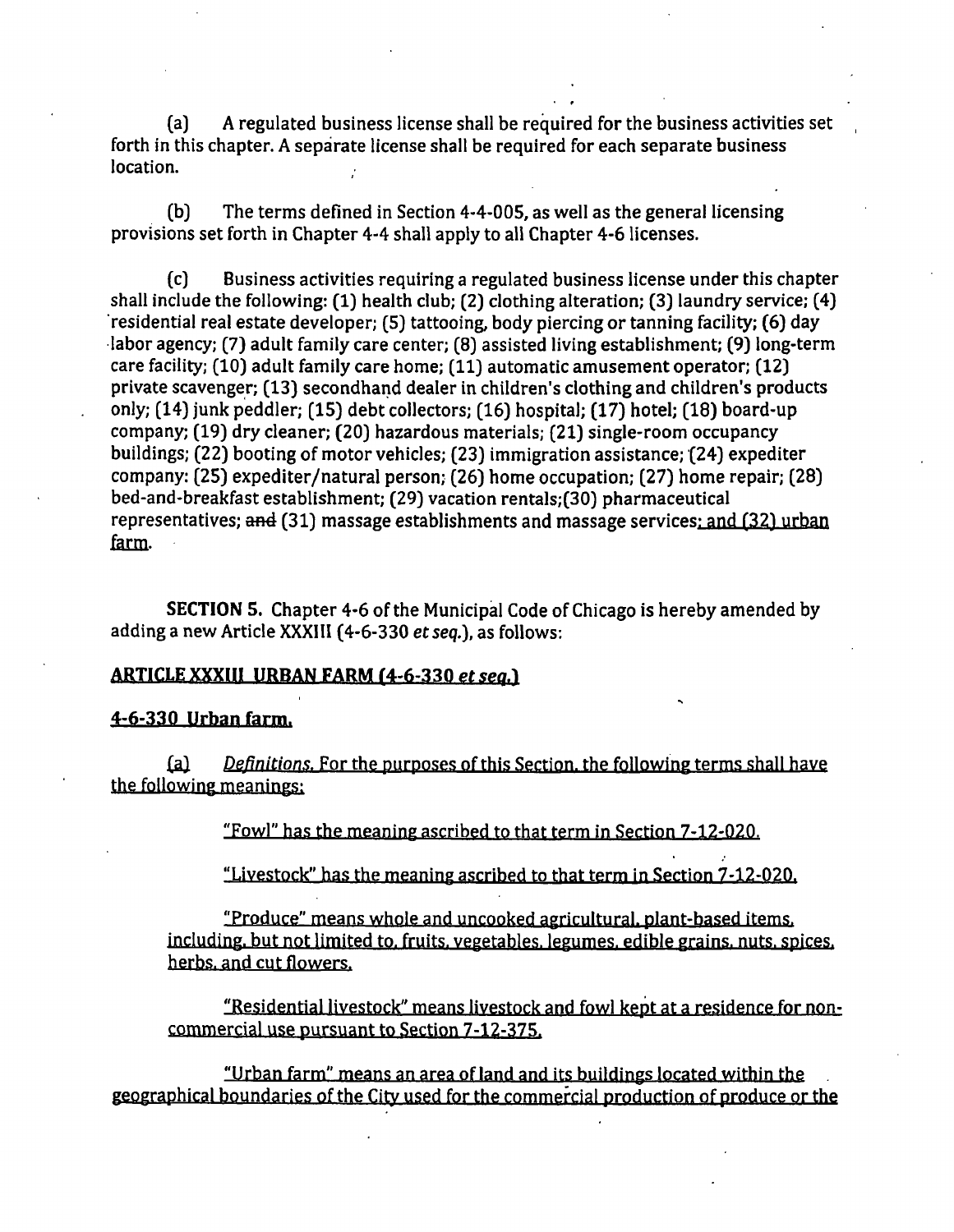(a) A regulated business license shall be required for the business activities set forth in this chapter. A separate license shall be required for each separate business location.

(b) The terms defined in Section 4-4-005, as well as the general licensing provisions set forth in Chapter 4-4 shall apply to all Chapter 4-6 licenses.

(c) Business activities requiring a regulated business license under this chapter shall include the following: (1) health club; (2) clothing alteration; (3) laundry service; (4) residential real estate developer; (5) tattooing, body piercing or tanning facility; (6) day labor agency; (7) adult family care center; (8) assisted living establishment; (9) long-term care facility; (10) adult family care home; (11) automatic amusement operator; (12) private scavenger; (13) secondhand dealer in children's clothing and children's products only; (14) junk peddler; (15) debt collectors; (16) hospital; (17) hotel; (18) board-up company; (19) dry cleaner; (20) hazardous materials; (21) single-room occupancy buildings; (22) booting of motor vehicles; (23) immigration assistance; (24) expediter company: (25) expediter/natural person; (26) home occupation; (27) home repair; (28) bed-and-breakfast establishment; (29) vacation rentals;(30) pharmaceutical representatives; ~~and~~ (31) massage establishments and massage services<u>; and (32) urban farm</u>.

**SECTION 5.** Chapter 4-6 of the Municipal Code of Chicago is hereby amended by adding a new Article XXXIII (4-6-330 *et seq.*), as follows:

**<u>ARTICLE XXXIII URBAN FARM (4-6-330 *et seq.*)</u>**

**<u>4-6-330 Urban farm.</u>**

<u>(a) *Definitions.* For the purposes of this Section, the following terms shall have the following meanings:</u>

<u>"Fowl" has the meaning ascribed to that term in Section 7-12-020.</u>

<u>"Livestock" has the meaning ascribed to that term in Section 7-12-020.</u>

<u>"Produce" means whole and uncooked agricultural, plant-based items, including, but not limited to, fruits, vegetables, legumes, edible grains, nuts, spices, herbs, and cut flowers.</u>

<u>"Residential livestock" means livestock and fowl kept at a residence for non-commercial use pursuant to Section 7-12-375.</u>

<u>"Urban farm" means an area of land and its buildings located within the geographical boundaries of the City used for the commercial production of produce or the</u>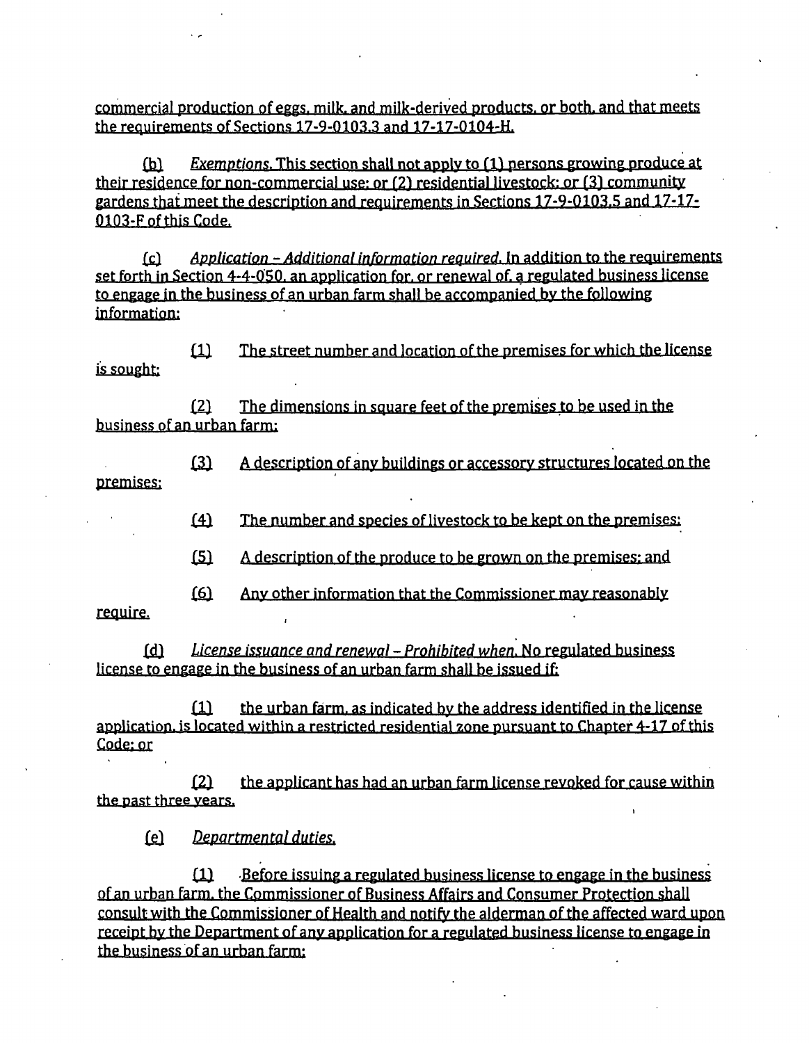commercial production of eggs, milk, and milk-derived products, or both, and that meets the requirements of Sections 17-9-0103.3 and 17-17-0104-H.

(b) *Exemptions.* This section shall not apply to (1) persons growing produce at their residence for non-commercial use; or (2) residential livestock; or (3) community gardens that meet the description and requirements in Sections 17-9-0103.5 and 17-17-0103-F of this Code.

(c) *Application – Additional information required.* In addition to the requirements set forth in Section 4-4-050, an application for, or renewal of, a regulated business license to engage in the business of an urban farm shall be accompanied by the following information:

(1) The street number and location of the premises for which the license is sought;

(2) The dimensions in square feet of the premises to be used in the business of an urban farm;

(3) A description of any buildings or accessory structures located on the premises;

(4) The number and species of livestock to be kept on the premises;

(5) A description of the produce to be grown on the premises; and

(6) Any other information that the Commissioner may reasonably require.

(d) *License issuance and renewal – Prohibited when.* No regulated business license to engage in the business of an urban farm shall be issued if:

(1) the urban farm, as indicated by the address identified in the license application, is located within a restricted residential zone pursuant to Chapter 4-17 of this Code; or

(2) the applicant has had an urban farm license revoked for cause within the past three years.

(e) *Departmental duties.*

(1) Before issuing a regulated business license to engage in the business of an urban farm, the Commissioner of Business Affairs and Consumer Protection shall consult with the Commissioner of Health and notify the alderman of the affected ward upon receipt by the Department of any application for a regulated business license to engage in the business of an urban farm;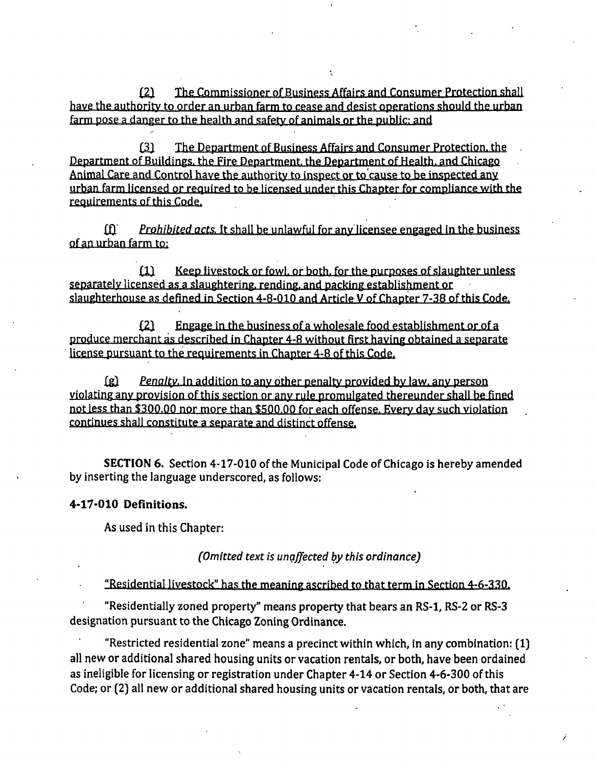(2) The Commissioner of Business Affairs and Consumer Protection shall have the authority to order an urban farm to cease and desist operations should the urban farm pose a danger to the health and safety of animals or the public; and

(3) The Department of Business Affairs and Consumer Protection, the Department of Buildings, the Fire Department, the Department of Health, and Chicago Animal Care and Control have the authority to inspect or to cause to be inspected any urban farm licensed or required to be licensed under this Chapter for compliance with the requirements of this Code.

(f) *Prohibited acts.* It shall be unlawful for any licensee engaged in the business of an urban farm to:

(1) Keep livestock or fowl, or both, for the purposes of slaughter unless separately licensed as a slaughtering, rending, and packing establishment or slaughterhouse as defined in Section 4-8-010 and Article V of Chapter 7-38 of this Code.

(2) Engage in the business of a wholesale food establishment or of a produce merchant as described in Chapter 4-8 without first having obtained a separate license pursuant to the requirements in Chapter 4-8 of this Code.

(g) *Penalty.* In addition to any other penalty provided by law, any person violating any provision of this section or any rule promulgated thereunder shall be fined not less than $300.00 nor more than $500.00 for each offense. Every day such violation continues shall constitute a separate and distinct offense.

**SECTION 6.** Section 4-17-010 of the Municipal Code of Chicago is hereby amended by inserting the language underscored, as follows:

**4-17-010 Definitions.**

As used in this Chapter:

*(Omitted text is unaffected by this ordinance)*

"Residential livestock" has the meaning ascribed to that term in Section 4-6-330.

"Residentially zoned property" means property that bears an RS-1, RS-2 or RS-3 designation pursuant to the Chicago Zoning Ordinance.

"Restricted residential zone" means a precinct within which, in any combination: (1) all new or additional shared housing units or vacation rentals, or both, have been ordained as ineligible for licensing or registration under Chapter 4-14 or Section 4-6-300 of this Code; or (2) all new or additional shared housing units or vacation rentals, or both, that are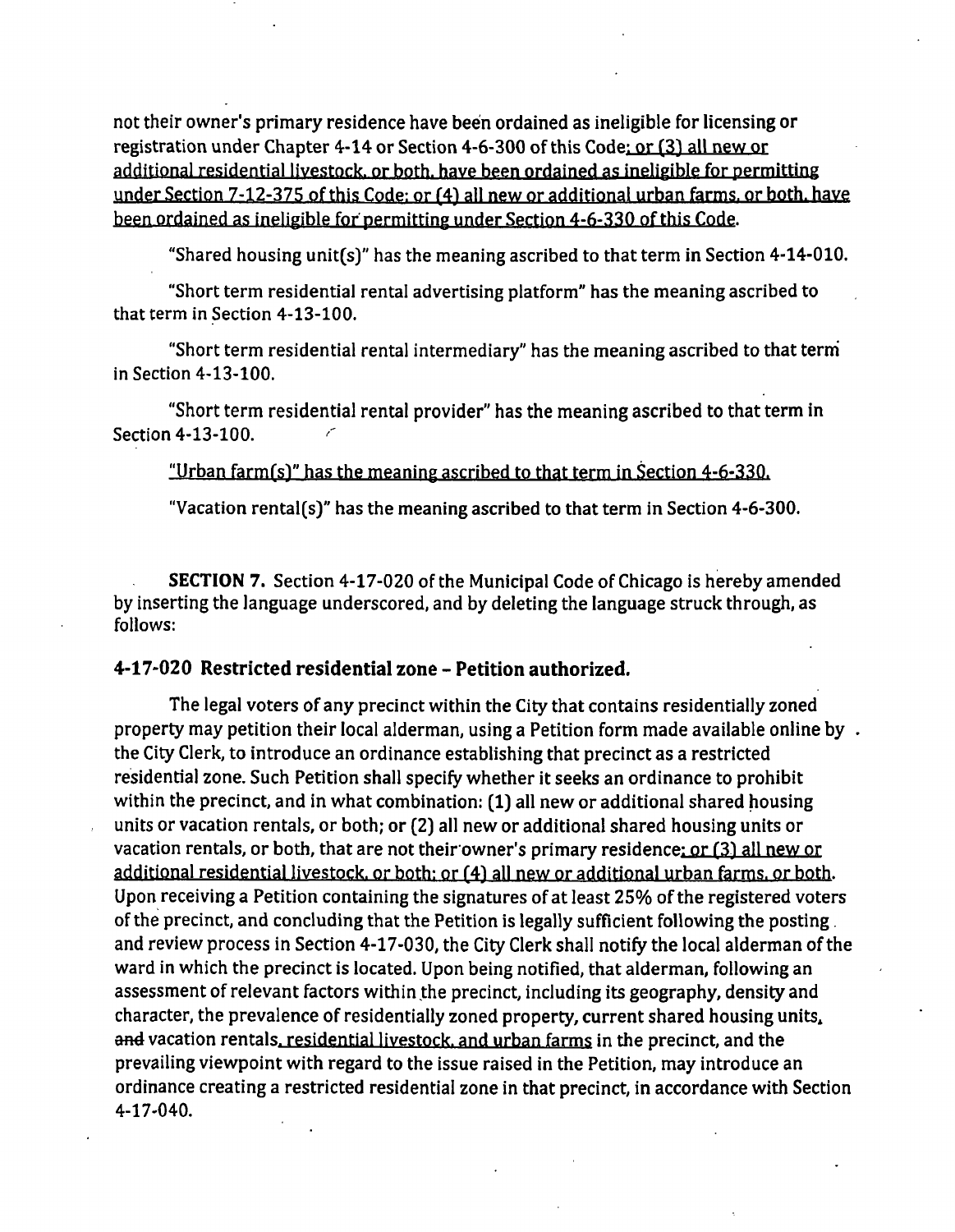not their owner's primary residence have been ordained as ineligible for licensing or registration under Chapter 4-14 or Section 4-6-300 of this Code<u>; or (3) all new or additional residential livestock, or both, have been ordained as ineligible for permitting under Section 7-12-375 of this Code; or (4) all new or additional urban farms, or both, have been ordained as ineligible for permitting under Section 4-6-330 of this Code</u>.

"Shared housing unit(s)" has the meaning ascribed to that term in Section 4-14-010.

"Short term residential rental advertising platform" has the meaning ascribed to that term in Section 4-13-100.

"Short term residential rental intermediary" has the meaning ascribed to that term in Section 4-13-100.

"Short term residential rental provider" has the meaning ascribed to that term in Section 4-13-100.

<u>"Urban farm(s)" has the meaning ascribed to that term in Section 4-6-330.</u>

"Vacation rental(s)" has the meaning ascribed to that term in Section 4-6-300.

**SECTION 7.** Section 4-17-020 of the Municipal Code of Chicago is hereby amended by inserting the language underscored, and by deleting the language struck through, as follows:

### 4-17-020 Restricted residential zone – Petition authorized.

The legal voters of any precinct within the City that contains residentially zoned property may petition their local alderman, using a Petition form made available online by the City Clerk, to introduce an ordinance establishing that precinct as a restricted residential zone. Such Petition shall specify whether it seeks an ordinance to prohibit within the precinct, and in what combination: (1) all new or additional shared housing units or vacation rentals, or both; or (2) all new or additional shared housing units or vacation rentals, or both, that are not their owner's primary residence<u>; or (3) all new or additional residential livestock, or both; or (4) all new or additional urban farms, or both</u>. Upon receiving a Petition containing the signatures of at least 25% of the registered voters of the precinct, and concluding that the Petition is legally sufficient following the posting and review process in Section 4-17-030, the City Clerk shall notify the local alderman of the ward in which the precinct is located. Upon being notified, that alderman, following an assessment of relevant factors within the precinct, including its geography, density and character, the prevalence of residentially zoned property, current shared housing units<u>,</u> ~~and~~ vacation rentals<u>, residential livestock, and urban farms</u> in the precinct, and the prevailing viewpoint with regard to the issue raised in the Petition, may introduce an ordinance creating a restricted residential zone in that precinct, in accordance with Section 4-17-040.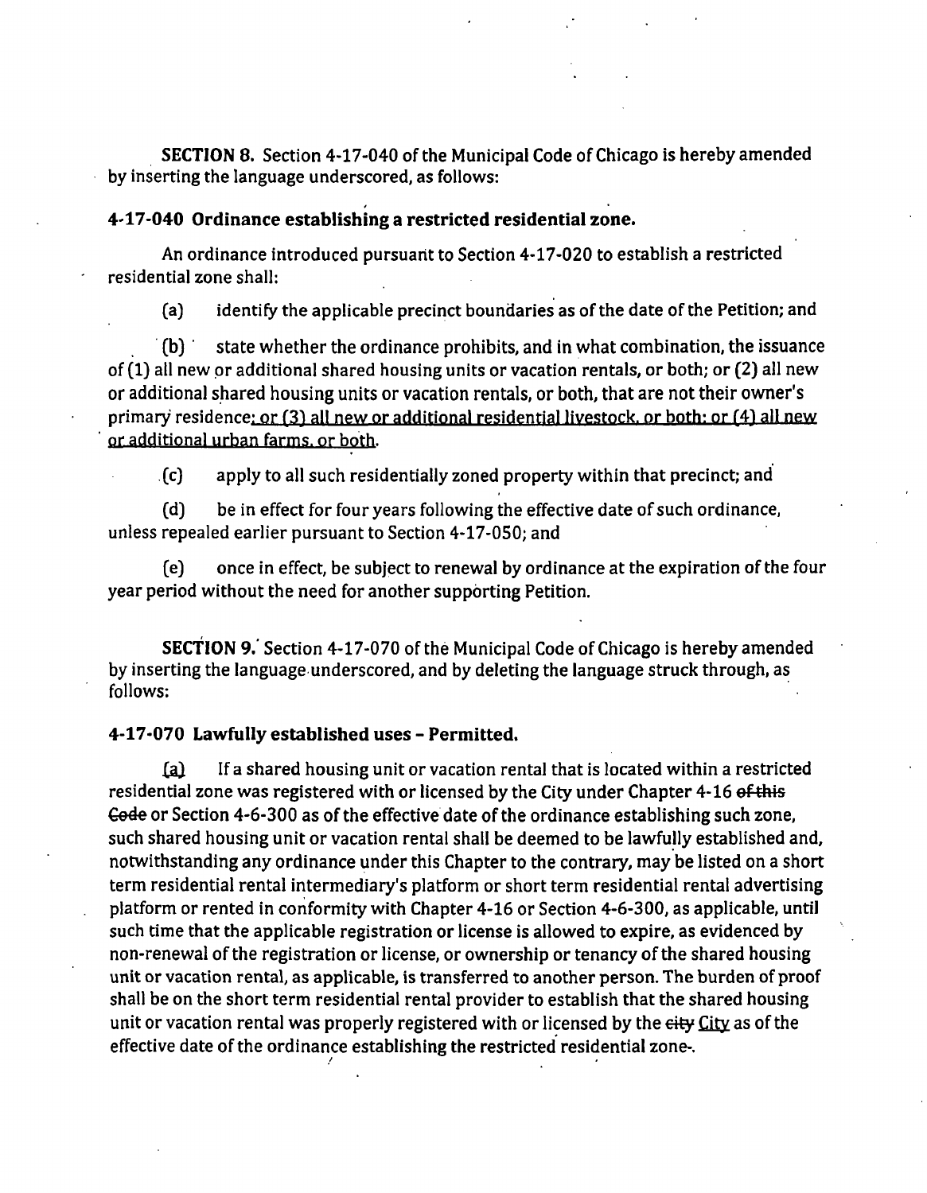**SECTION 8.** Section 4-17-040 of the Municipal Code of Chicago is hereby amended by inserting the language underscored, as follows:

**4-17-040 Ordinance establishing a restricted residential zone.**

An ordinance introduced pursuant to Section 4-17-020 to establish a restricted residential zone shall:

(a) identify the applicable precinct boundaries as of the date of the Petition; and

(b) state whether the ordinance prohibits, and in what combination, the issuance of (1) all new or additional shared housing units or vacation rentals, or both; or (2) all new or additional shared housing units or vacation rentals, or both, that are not their owner's primary residence<u>; or (3) all new or additional residential livestock, or both; or (4) all new or additional urban farms, or both</u>.

(c) apply to all such residentially zoned property within that precinct; and

(d) be in effect for four years following the effective date of such ordinance, unless repealed earlier pursuant to Section 4-17-050; and

(e) once in effect, be subject to renewal by ordinance at the expiration of the four year period without the need for another supporting Petition.

**SECTION 9.** Section 4-17-070 of the Municipal Code of Chicago is hereby amended by inserting the language underscored, and by deleting the language struck through, as follows:

**4-17-070 Lawfully established uses – Permitted.**

<u>(a)</u> If a shared housing unit or vacation rental that is located within a restricted residential zone was registered with or licensed by the City under Chapter 4-16 ~~of this Code~~ or Section 4-6-300 as of the effective date of the ordinance establishing such zone, such shared housing unit or vacation rental shall be deemed to be lawfully established and, notwithstanding any ordinance under this Chapter to the contrary, may be listed on a short term residential rental intermediary's platform or short term residential rental advertising platform or rented in conformity with Chapter 4-16 or Section 4-6-300, as applicable, until such time that the applicable registration or license is allowed to expire, as evidenced by non-renewal of the registration or license, or ownership or tenancy of the shared housing unit or vacation rental, as applicable, is transferred to another person. The burden of proof shall be on the short term residential rental provider to establish that the shared housing unit or vacation rental was properly registered with or licensed by the ~~city~~ <u>City</u> as of the effective date of the ordinance establishing the restricted residential zone~~-~~.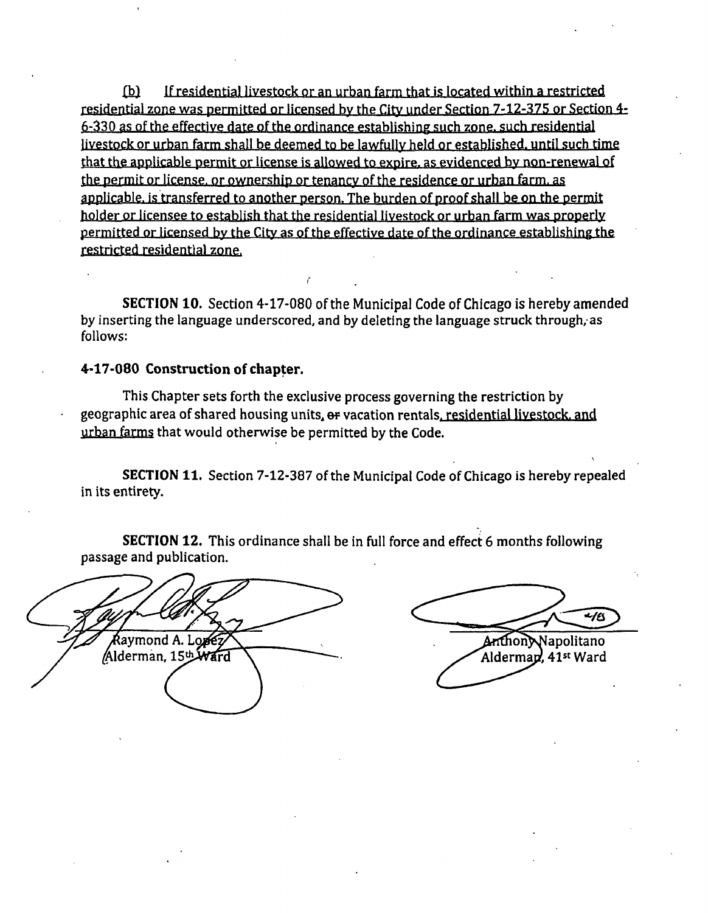(b) If residential livestock or an urban farm that is located within a restricted residential zone was permitted or licensed by the City under Section 7-12-375 or Section 4-6-330 as of the effective date of the ordinance establishing such zone, such residential livestock or urban farm shall be deemed to be lawfully held or established, until such time that the applicable permit or license is allowed to expire, as evidenced by non-renewal of the permit or license, or ownership or tenancy of the residence or urban farm, as applicable, is transferred to another person. The burden of proof shall be on the permit holder or licensee to establish that the residential livestock or urban farm was properly permitted or licensed by the City as of the effective date of the ordinance establishing the restricted residential zone.

**SECTION 10.** Section 4-17-080 of the Municipal Code of Chicago is hereby amended by inserting the language underscored, and by deleting the language struck through, as follows:

**4-17-080 Construction of chapter.**

This Chapter sets forth the exclusive process governing the restriction by geographic area of shared housing units, ~~or~~ vacation rentals, residential livestock, and urban farms that would otherwise be permitted by the Code.

**SECTION 11.** Section 7-12-387 of the Municipal Code of Chicago is hereby repealed in its entirety.

**SECTION 12.** This ordinance shall be in full force and effect 6 months following passage and publication.

Raymond A. Lopez
Alderman, 15th Ward

Anthony Napolitano
Alderman, 41st Ward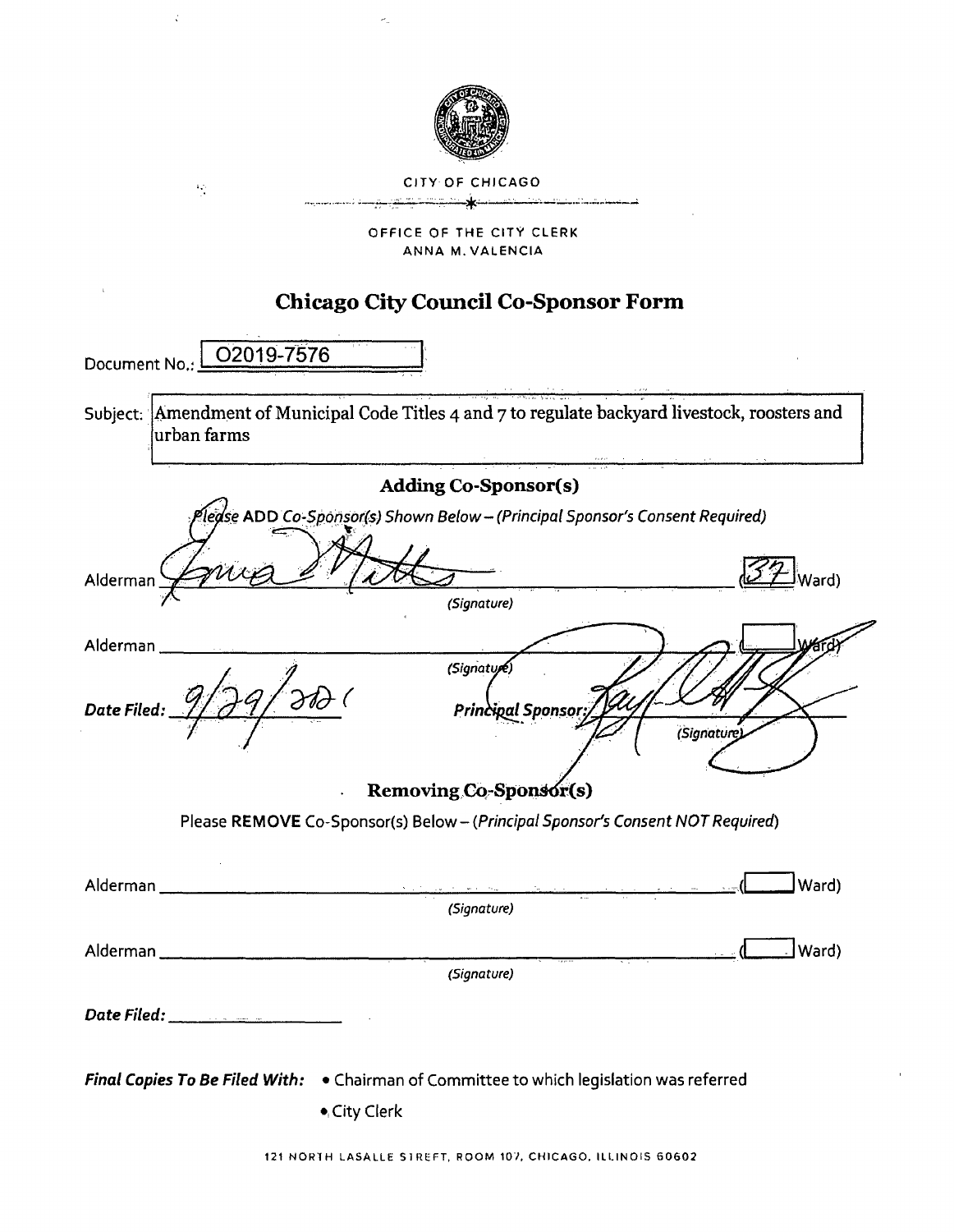CITY OF CHICAGO

OFFICE OF THE CITY CLERK
ANNA M. VALENCIA

# Chicago City Council Co-Sponsor Form

Document No.: O2019-7576

Subject: Amendment of Municipal Code Titles 4 and 7 to regulate backyard livestock, roosters and urban farms

## Adding Co-Sponsor(s)

Please **ADD** *Co-Sponsor(s) Shown Below – (Principal Sponsor's Consent Required)*

Alderman ______________________________ (37 Ward)
*(Signature)*

Alderman ______________________________ (   Ward)
*(Signature)*

***Date Filed:*** 9/29/2021 ***Principal Sponsor:*** ______________________
*(Signature)*

## Removing Co-Sponsor(s)

Please **REMOVE** Co-Sponsor(s) Below – *(Principal Sponsor's Consent NOT Required)*

Alderman ______________________________ (   Ward)
*(Signature)*

Alderman ______________________________ (   Ward)
*(Signature)*

***Date Filed:*** ____________

***Final Copies To Be Filed With:***
- Chairman of Committee to which legislation was referred
- City Clerk

121 NORTH LASALLE STREET, ROOM 107, CHICAGO, ILLINOIS 60602